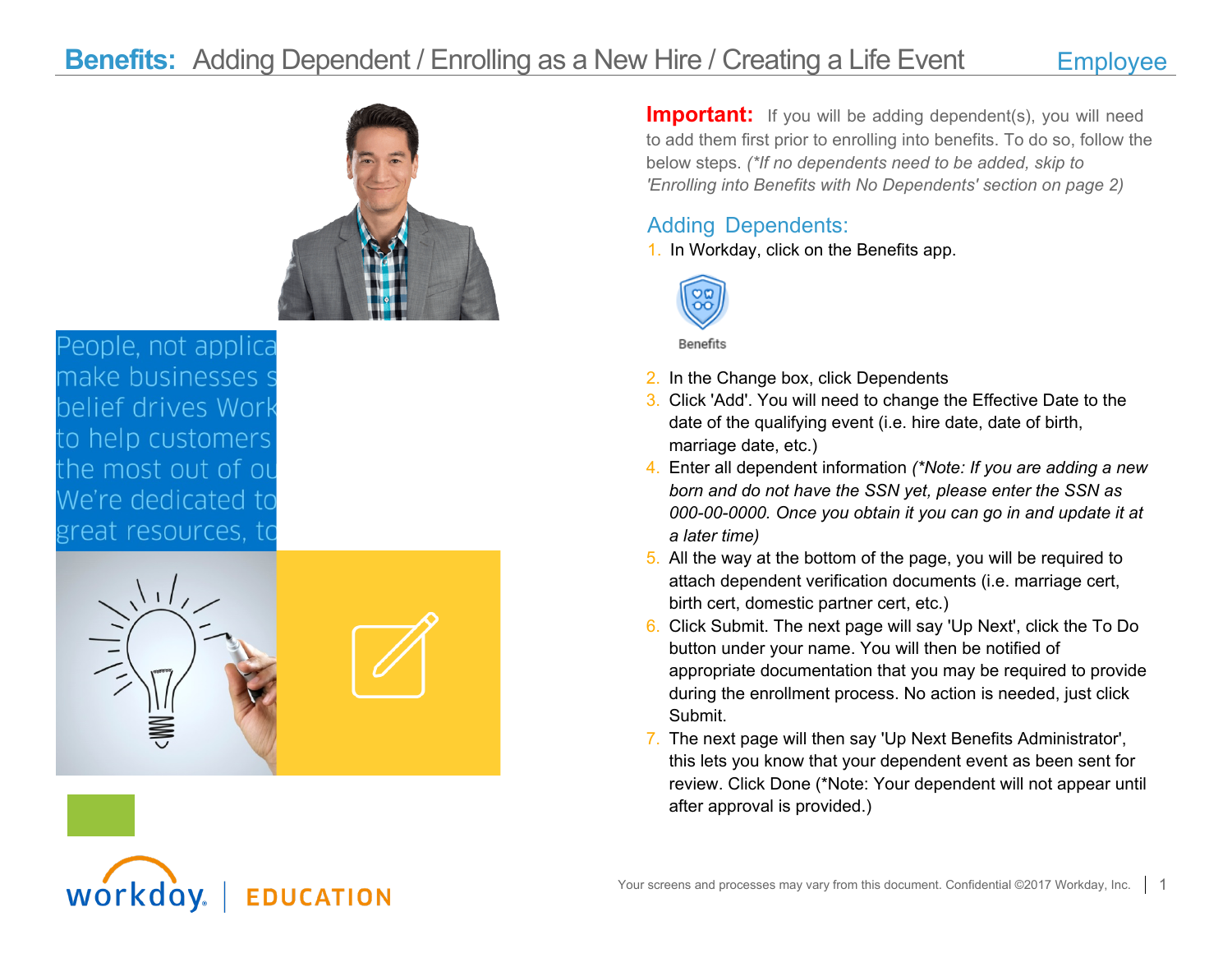# **Benefits:** Adding Dependent / Enrolling as a New Hire / Creating a Life Event

Employee

People, not applica
make businesses s
belief drives Work
to help customers
the most out of ou
We're dedicated to
great resources, to

**Important:** If you will be adding dependent(s), you will need to add them first prior to enrolling into benefits. To do so, follow the below steps. *(\*If no dependents need to be added, skip to 'Enrolling into Benefits with No Dependents' section on page 2)*

## Adding Dependents:

1. In Workday, click on the Benefits app.

   Benefits

2. In the Change box, click Dependents
3. Click 'Add'. You will need to change the Effective Date to the date of the qualifying event (i.e. hire date, date of birth, marriage date, etc.)
4. Enter all dependent information *(\*Note: If you are adding a new born and do not have the SSN yet, please enter the SSN as 000-00-0000. Once you obtain it you can go in and update it at a later time)*
5. All the way at the bottom of the page, you will be required to attach dependent verification documents (i.e. marriage cert, birth cert, domestic partner cert, etc.)
6. Click Submit. The next page will say 'Up Next', click the To Do button under your name. You will then be notified of appropriate documentation that you may be required to provide during the enrollment process. No action is needed, just click Submit.
7. The next page will then say 'Up Next Benefits Administrator', this lets you know that your dependent event as been sent for review. Click Done (\*Note: Your dependent will not appear until after approval is provided.)

workday. | EDUCATION

Your screens and processes may vary from this document. Confidential ©2017 Workday, Inc.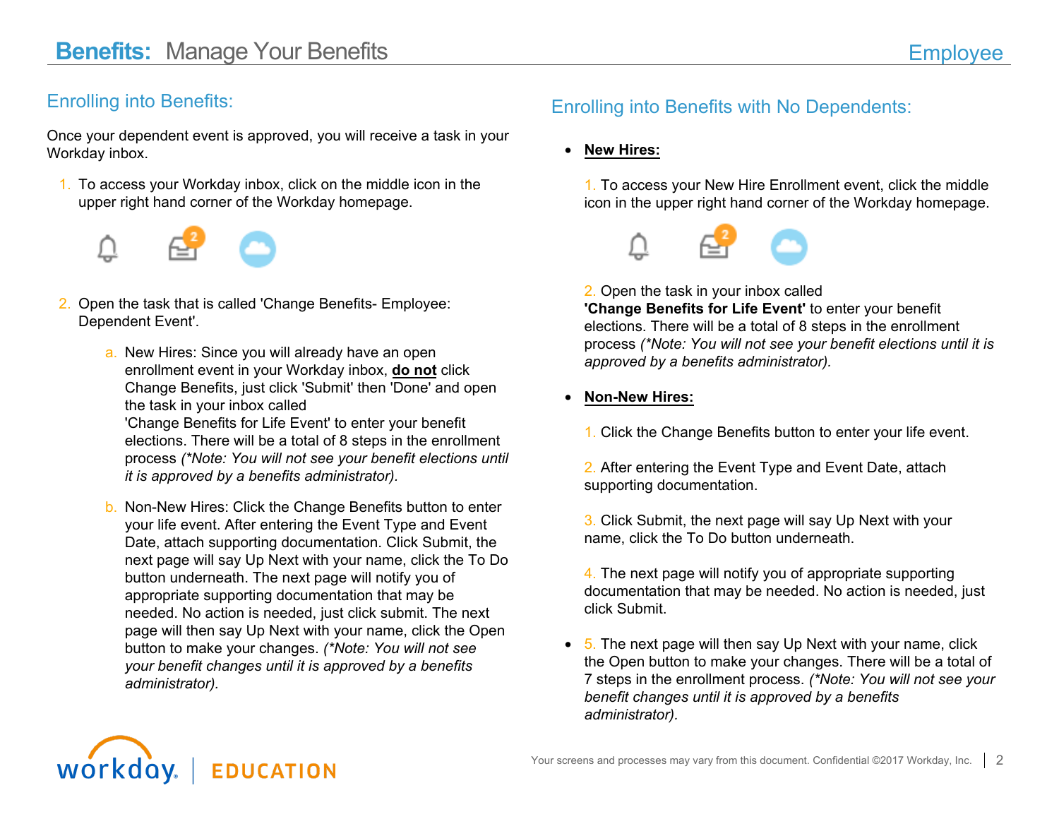# Benefits: Manage Your Benefits

Employee

## Enrolling into Benefits:

Once your dependent event is approved, you will receive a task in your Workday inbox.

1. To access your Workday inbox, click on the middle icon in the upper right hand corner of the Workday homepage.

2. Open the task that is called 'Change Benefits- Employee: Dependent Event'.

   a. New Hires: Since you will already have an open enrollment event in your Workday inbox, **do not** click Change Benefits, just click 'Submit' then 'Done' and open the task in your inbox called 'Change Benefits for Life Event' to enter your benefit elections. There will be a total of 8 steps in the enrollment process *(\*Note: You will not see your benefit elections until it is approved by a benefits administrator).*

   b. Non-New Hires: Click the Change Benefits button to enter your life event. After entering the Event Type and Event Date, attach supporting documentation. Click Submit, the next page will say Up Next with your name, click the To Do button underneath. The next page will notify you of appropriate supporting documentation that may be needed. No action is needed, just click submit. The next page will then say Up Next with your name, click the Open button to make your changes. *(\*Note: You will not see your benefit changes until it is approved by a benefits administrator).*

## Enrolling into Benefits with No Dependents:

- **New Hires:**

  1. To access your New Hire Enrollment event, click the middle icon in the upper right hand corner of the Workday homepage.

  2. Open the task in your inbox called **'Change Benefits for Life Event'** to enter your benefit elections. There will be a total of 8 steps in the enrollment process *(\*Note: You will not see your benefit elections until it is approved by a benefits administrator).*

- **Non-New Hires:**

  1. Click the Change Benefits button to enter your life event.

  2. After entering the Event Type and Event Date, attach supporting documentation.

  3. Click Submit, the next page will say Up Next with your name, click the To Do button underneath.

  4. The next page will notify you of appropriate supporting documentation that may be needed. No action is needed, just click Submit.

- 5. The next page will then say Up Next with your name, click the Open button to make your changes. There will be a total of 7 steps in the enrollment process. *(\*Note: You will not see your benefit changes until it is approved by a benefits administrator).*

Your screens and processes may vary from this document. Confidential ©2017 Workday, Inc.